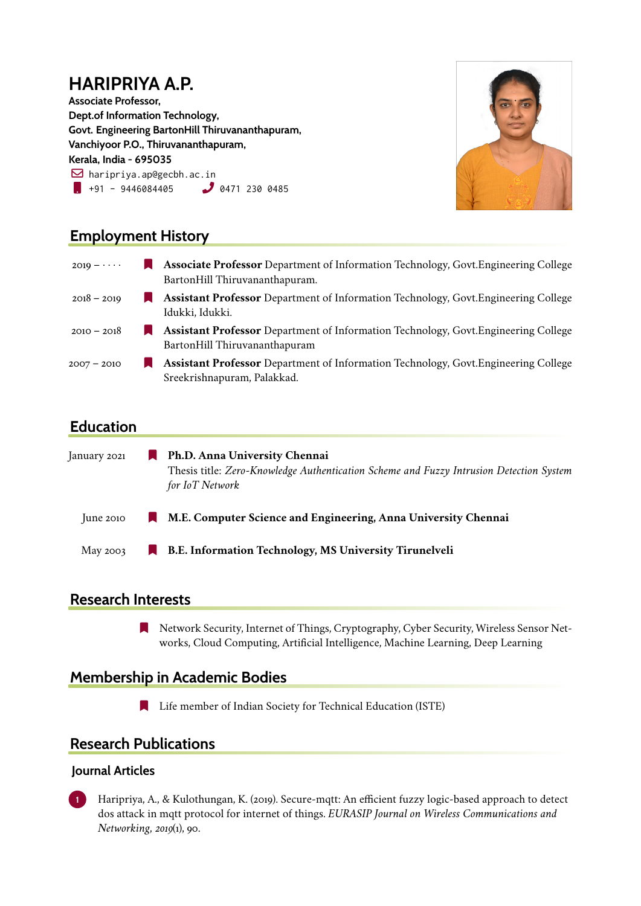# HARIPRIYA A.P.

**Associate Professor,**
**Dept.of Information Technology,**
**Govt. Engineering BartonHill Thiruvananthapuram,**
**Vanchiyoor P.O., Thiruvananthapuram,**
**Kerala, India - 695035**

haripriya.ap@gecbh.ac.in
+91 - 9446084405 0471 230 0485

## Employment History

2019 – · · · · **Associate Professor** Department of Information Technology, Govt.Engineering College BartonHill Thiruvananthapuram.

2018 – 2019 **Assistant Professor** Department of Information Technology, Govt.Engineering College Idukki, Idukki.

2010 – 2018 **Assistant Professor** Department of Information Technology, Govt.Engineering College BartonHill Thiruvananthapuram

2007 – 2010 **Assistant Professor** Department of Information Technology, Govt.Engineering College Sreekrishnapuram, Palakkad.

## Education

January 2021 **Ph.D. Anna University Chennai**
Thesis title: *Zero-Knowledge Authentication Scheme and Fuzzy Intrusion Detection System for IoT Network*

June 2010 **M.E. Computer Science and Engineering, Anna University Chennai**

May 2003 **B.E. Information Technology, MS University Tirunelveli**

## Research Interests

- Network Security, Internet of Things, Cryptography, Cyber Security, Wireless Sensor Networks, Cloud Computing, Artificial Intelligence, Machine Learning, Deep Learning

## Membership in Academic Bodies

- Life member of Indian Society for Technical Education (ISTE)

## Research Publications

### Journal Articles

1. Haripriya, A., & Kulothungan, K. (2019). Secure-mqtt: An efficient fuzzy logic-based approach to detect dos attack in mqtt protocol for internet of things. *EURASIP Journal on Wireless Communications and Networking*, *2019*(1), 90.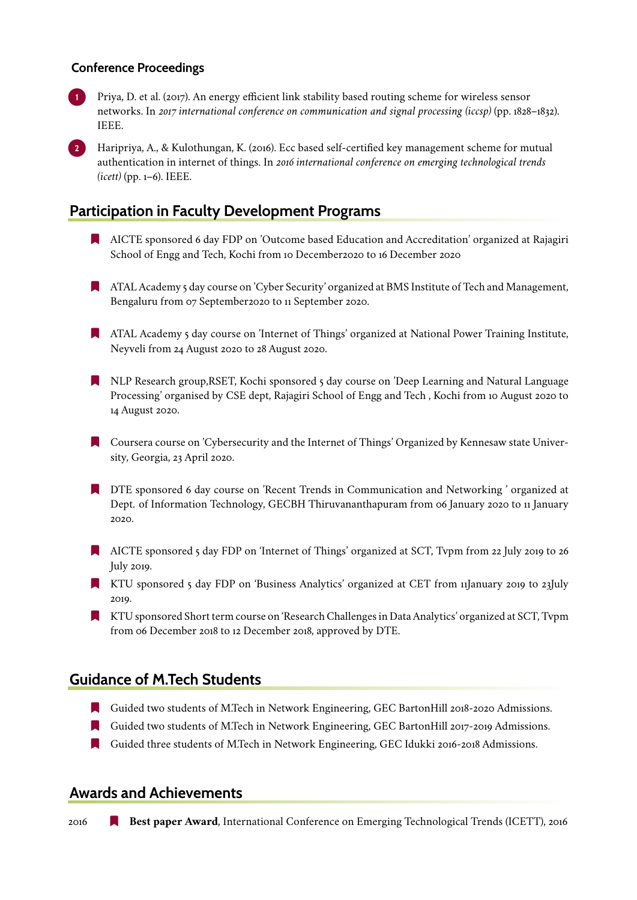### Conference Proceedings

1. Priya, D. et al. (2017). An energy efficient link stability based routing scheme for wireless sensor networks. In *2017 international conference on communication and signal processing (iccsp)* (pp. 1828–1832). IEEE.
2. Haripriya, A., & Kulothungan, K. (2016). Ecc based self-certified key management scheme for mutual authentication in internet of things. In *2016 international conference on emerging technological trends (icett)* (pp. 1–6). IEEE.

## Participation in Faculty Development Programs

- AICTE sponsored 6 day FDP on 'Outcome based Education and Accreditation' organized at Rajagiri School of Engg and Tech, Kochi from 10 December2020 to 16 December 2020
- ATAL Academy 5 day course on 'Cyber Security' organized at BMS Institute of Tech and Management, Bengaluru from 07 September2020 to 11 September 2020.
- ATAL Academy 5 day course on 'Internet of Things' organized at National Power Training Institute, Neyveli from 24 August 2020 to 28 August 2020.
- NLP Research group,RSET, Kochi sponsored 5 day course on 'Deep Learning and Natural Language Processing' organised by CSE dept, Rajagiri School of Engg and Tech , Kochi from 10 August 2020 to 14 August 2020.
- Coursera course on 'Cybersecurity and the Internet of Things' Organized by Kennesaw state University, Georgia, 23 April 2020.
- DTE sponsored 6 day course on 'Recent Trends in Communication and Networking ' organized at Dept. of Information Technology, GECBH Thiruvananthapuram from 06 January 2020 to 11 January 2020.
- AICTE sponsored 5 day FDP on 'Internet of Things' organized at SCT, Tvpm from 22 July 2019 to 26 July 2019.
- KTU sponsored 5 day FDP on 'Business Analytics' organized at CET from 11January 2019 to 23July 2019.
- KTU sponsored Short term course on 'Research Challenges in Data Analytics' organized at SCT, Tvpm from 06 December 2018 to 12 December 2018, approved by DTE.

## Guidance of M.Tech Students

- Guided two students of M.Tech in Network Engineering, GEC BartonHill 2018-2020 Admissions.
- Guided two students of M.Tech in Network Engineering, GEC BartonHill 2017-2019 Admissions.
- Guided three students of M.Tech in Network Engineering, GEC Idukki 2016-2018 Admissions.

## Awards and Achievements

2016 — **Best paper Award**, International Conference on Emerging Technological Trends (ICETT), 2016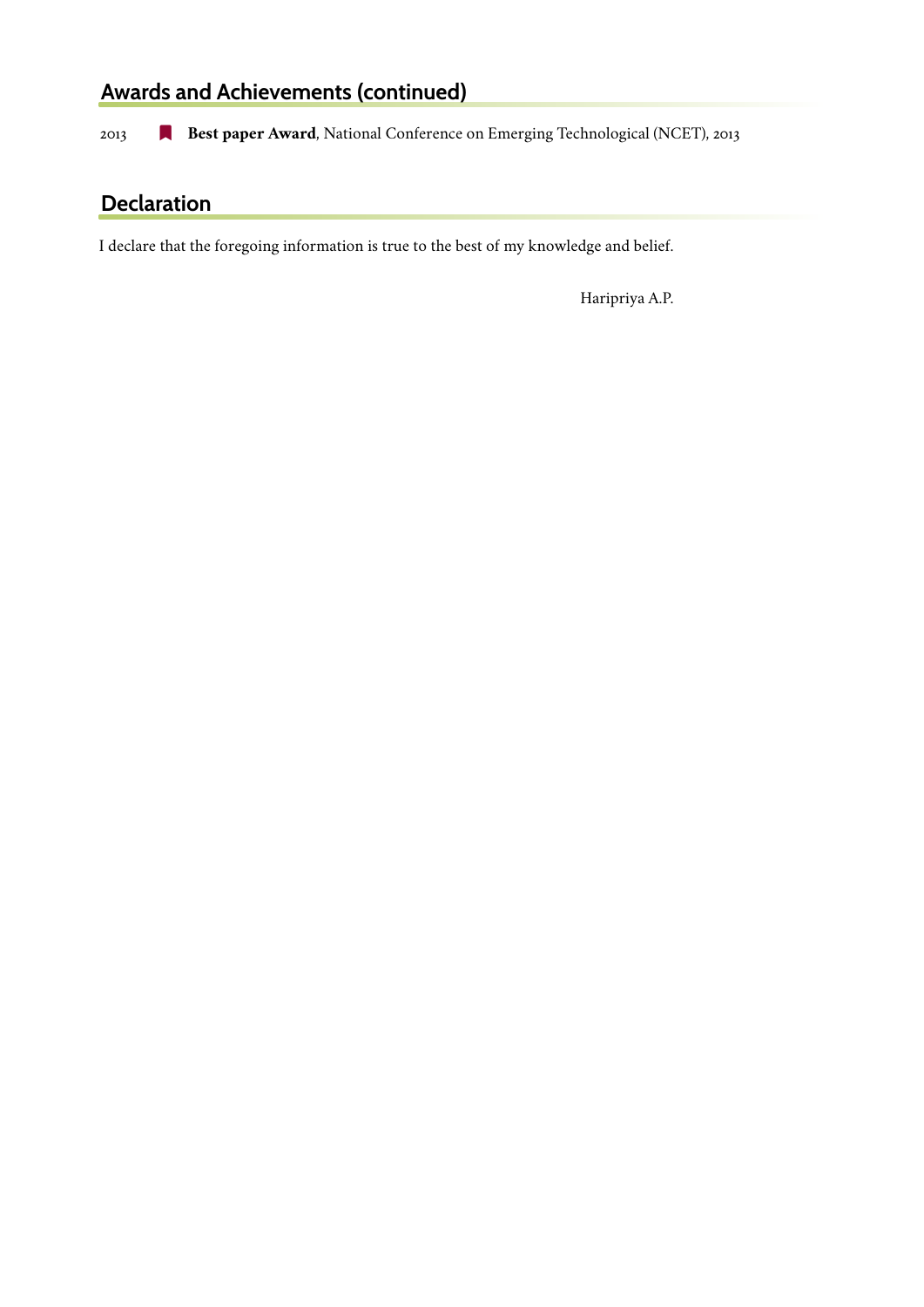## Awards and Achievements (continued)

2013 **Best paper Award**, National Conference on Emerging Technological (NCET), 2013

## Declaration

I declare that the foregoing information is true to the best of my knowledge and belief.

Haripriya A.P.